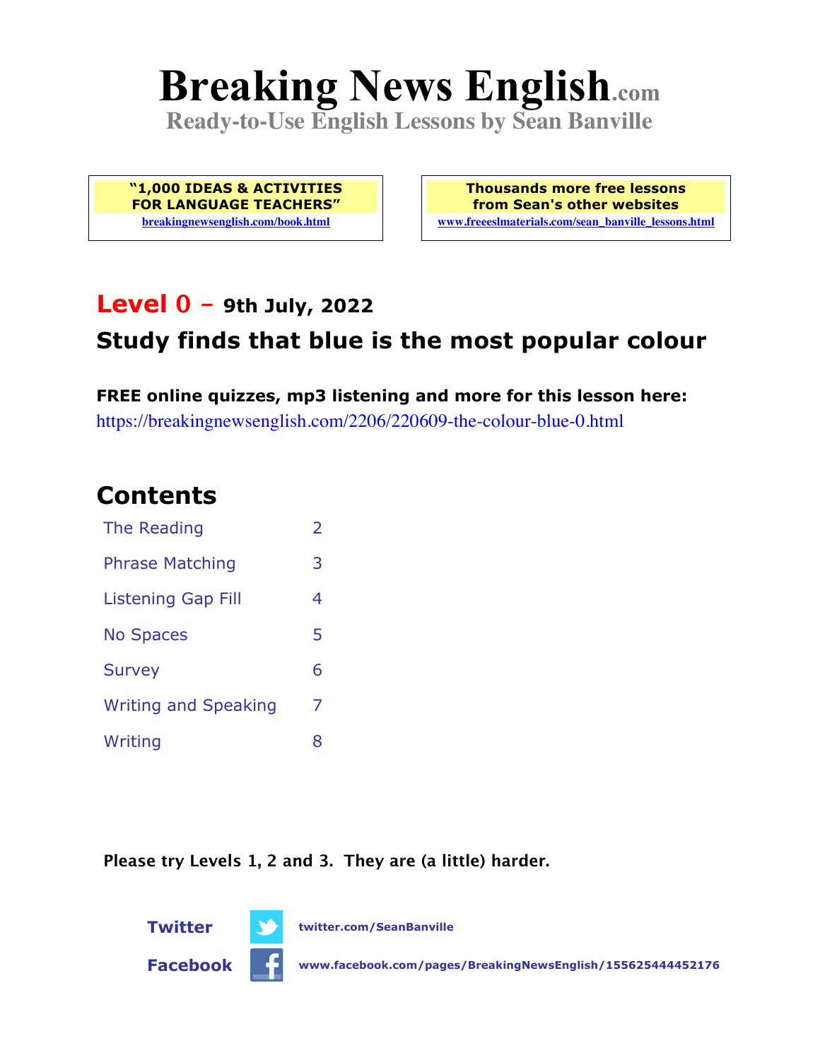# Breaking News English.com

**Ready-to-Use English Lessons by Sean Banville**

**"1,000 IDEAS & ACTIVITIES FOR LANGUAGE TEACHERS"**
breakingnewsenglish.com/book.html

**Thousands more free lessons from Sean's other websites**
www.freeeslmaterials.com/sean_banville_lessons.html

## Level 0 – 9th July, 2022

## Study finds that blue is the most popular colour

**FREE online quizzes, mp3 listening and more for this lesson here:**
https://breakingnewsenglish.com/2206/220609-the-colour-blue-0.html

## Contents

| | |
|---|---|
| The Reading | 2 |
| Phrase Matching | 3 |
| Listening Gap Fill | 4 |
| No Spaces | 5 |
| Survey | 6 |
| Writing and Speaking | 7 |
| Writing | 8 |

**Please try Levels 1, 2 and 3. They are (a little) harder.**

**Twitter** twitter.com/SeanBanville

**Facebook** www.facebook.com/pages/BreakingNewsEnglish/155625444452176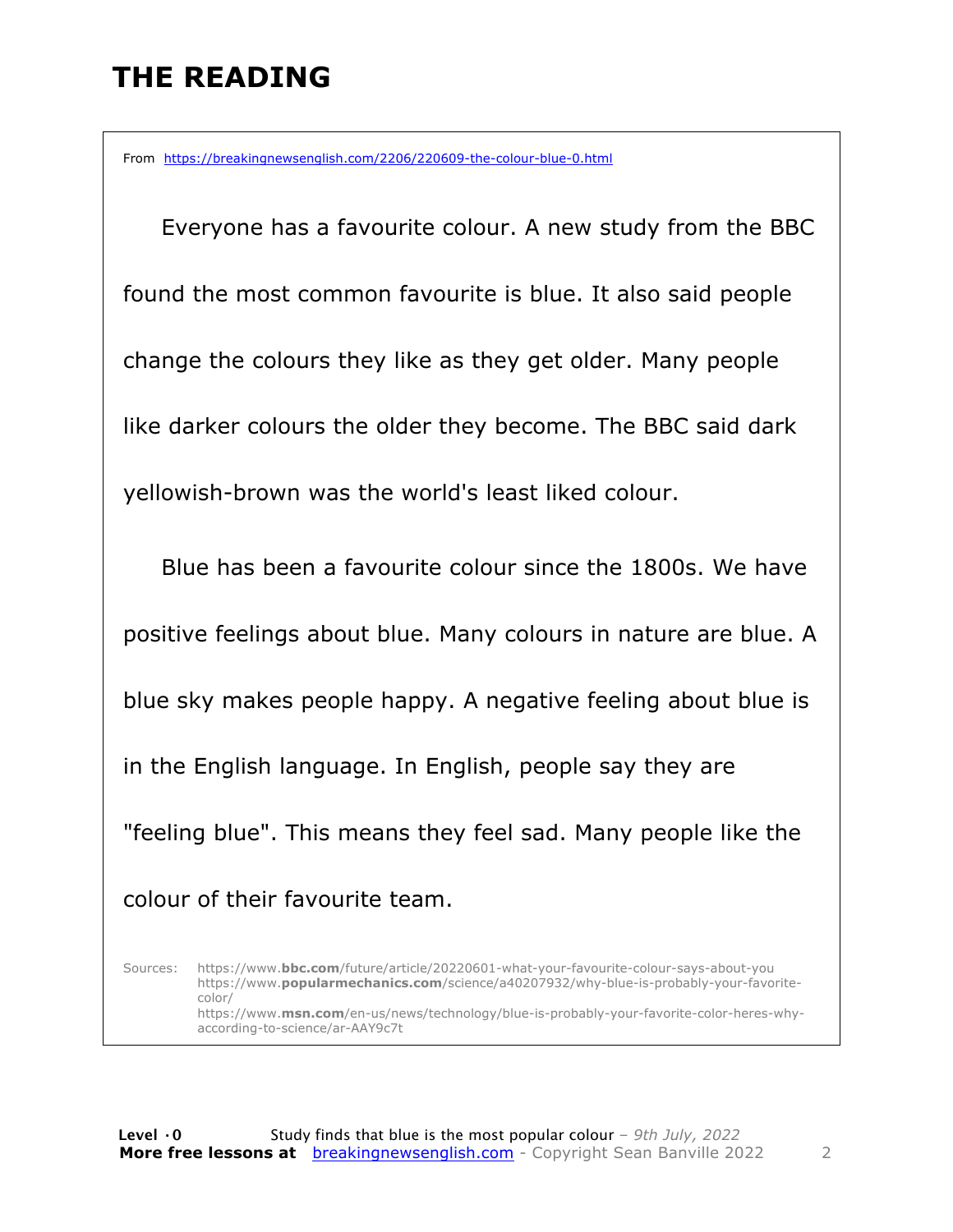# THE READING

From https://breakingnewsenglish.com/2206/220609-the-colour-blue-0.html

Everyone has a favourite colour. A new study from the BBC found the most common favourite is blue. It also said people change the colours they like as they get older. Many people like darker colours the older they become. The BBC said dark yellowish-brown was the world's least liked colour.

Blue has been a favourite colour since the 1800s. We have positive feelings about blue. Many colours in nature are blue. A blue sky makes people happy. A negative feeling about blue is in the English language. In English, people say they are "feeling blue". This means they feel sad. Many people like the colour of their favourite team.

Sources: https://www.**bbc.com**/future/article/20220601-what-your-favourite-colour-says-about-you
https://www.**popularmechanics.com**/science/a40207932/why-blue-is-probably-your-favorite-color/
https://www.**msn.com**/en-us/news/technology/blue-is-probably-your-favorite-color-heres-why-according-to-science/ar-AAY9c7t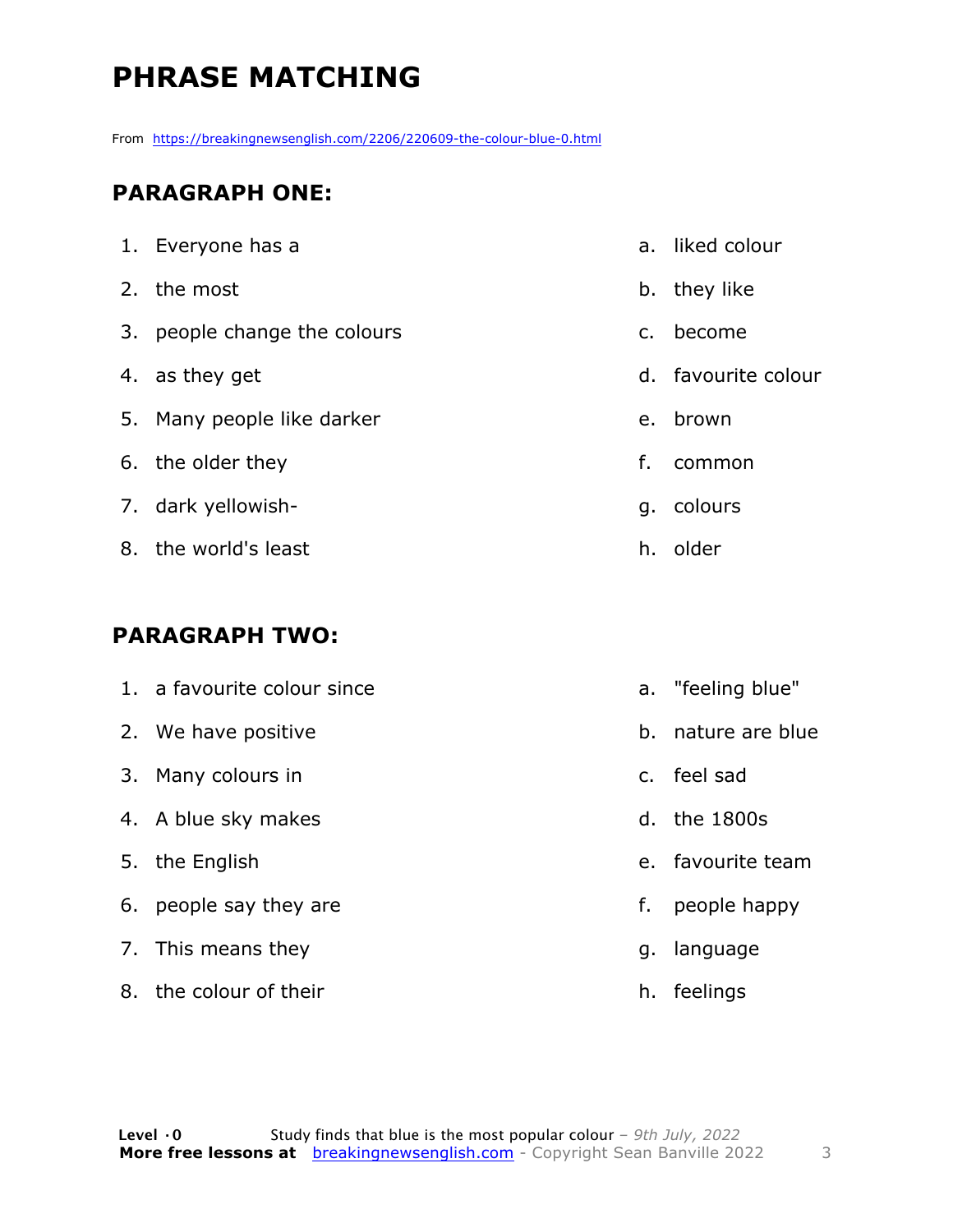# PHRASE MATCHING

From https://breakingnewsenglish.com/2206/220609-the-colour-blue-0.html

## PARAGRAPH ONE:

1. Everyone has a
2. the most
3. people change the colours
4. as they get
5. Many people like darker
6. the older they
7. dark yellowish-
8. the world's least

a. liked colour
b. they like
c. become
d. favourite colour
e. brown
f. common
g. colours
h. older

## PARAGRAPH TWO:

1. a favourite colour since
2. We have positive
3. Many colours in
4. A blue sky makes
5. the English
6. people say they are
7. This means they
8. the colour of their

a. "feeling blue"
b. nature are blue
c. feel sad
d. the 1800s
e. favourite team
f. people happy
g. language
h. feelings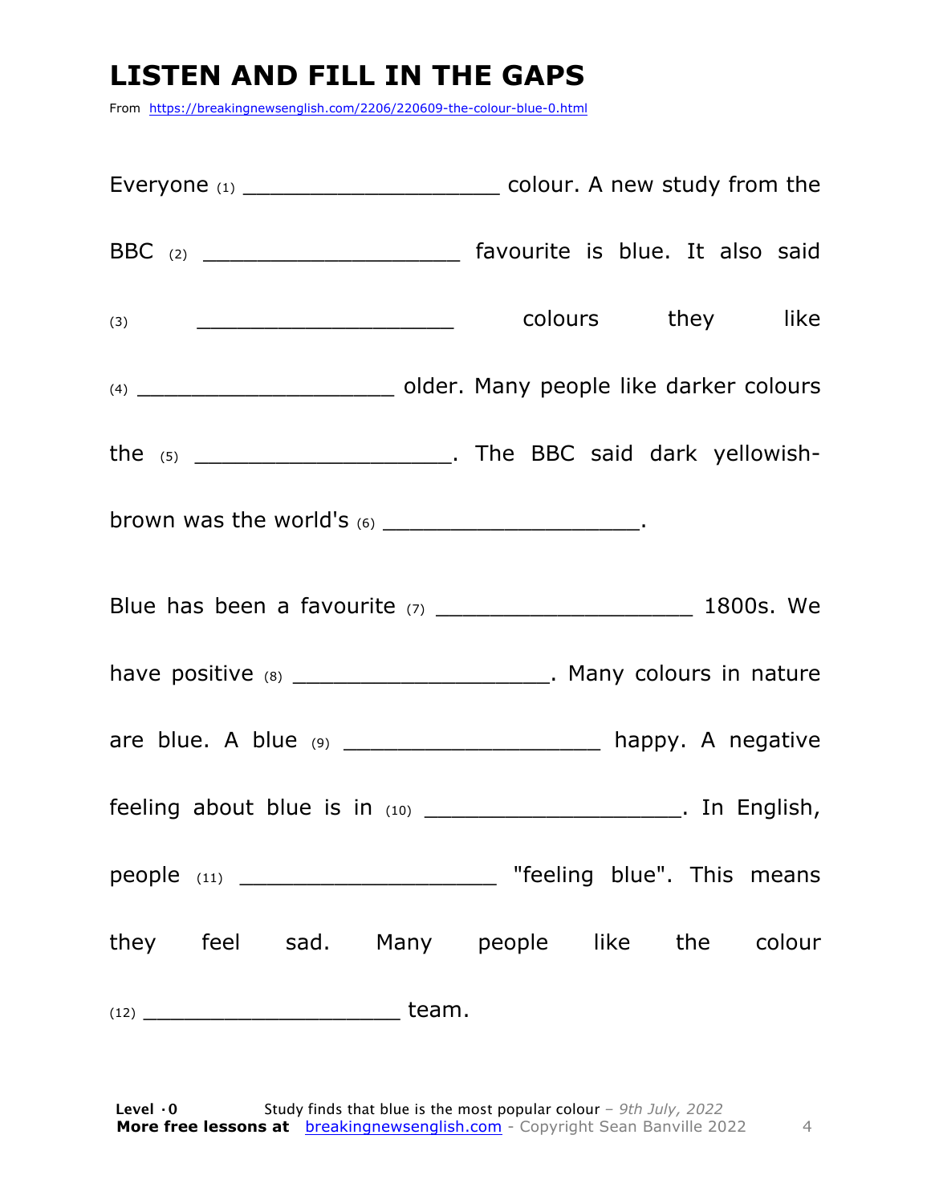# LISTEN AND FILL IN THE GAPS

From https://breakingnewsenglish.com/2206/220609-the-colour-blue-0.html

Everyone (1) ___________________ colour. A new study from the BBC (2) ___________________ favourite is blue. It also said (3) ___________________ colours they like (4) ___________________ older. Many people like darker colours the (5) ___________________. The BBC said dark yellowish-brown was the world's (6) ___________________.

Blue has been a favourite (7) ___________________ 1800s. We have positive (8) ___________________. Many colours in nature are blue. A blue (9) ___________________ happy. A negative feeling about blue is in (10) ___________________. In English, people (11) ___________________ "feeling blue". This means they feel sad. Many people like the colour (12) ___________________ team.

**Level ·0** Study finds that blue is the most popular colour – *9th July, 2022*
**More free lessons at** breakingnewsenglish.com - Copyright Sean Banville 2022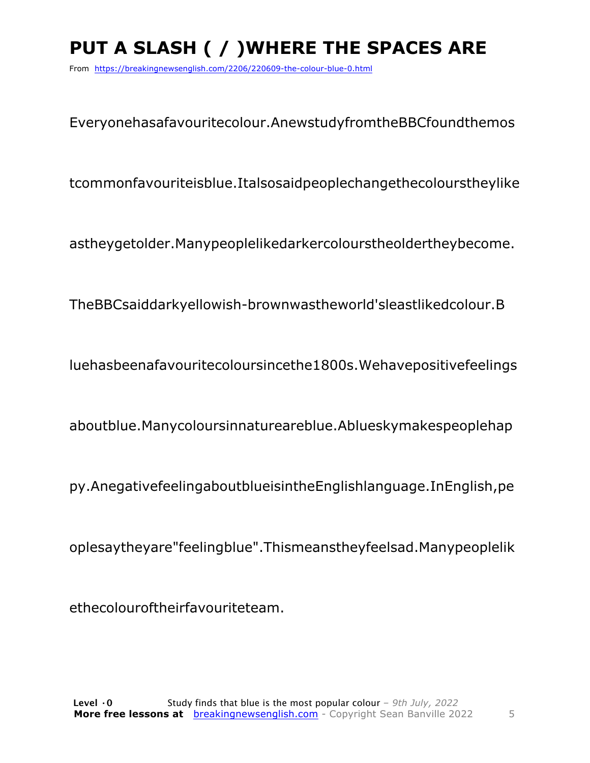# PUT A SLASH ( / )WHERE THE SPACES ARE

From https://breakingnewsenglish.com/2206/220609-the-colour-blue-0.html

EveryonehasafavouritecolourAnewstudyfromtheBBCfoundthemos

tcommonfavouriteisblue.Italsosaidpeoplechangethecolourstheylike

astheygetolder.Manypeoplelikedarkercoloursthetheoldertheybecome.

TheBBCsaiddarkyellowish-brownwastheworld'sleastlikedcolour.B

luehasbeenafavouritecoloursincethe1800s.Wehavepositivefeelings

aboutblue.Manycoloursinnatureareblue.Ablueskymakespeoplehap

py.AnegativefeelingaboutblueisintheEnglishlanguage.InEnglish,pe

oplesaytheyare"feelingblue".Thismeanstheyfeelsad.Manypeoplelik

ethecolouroftheirfavouriteteam.

# PUT A SLASH ( / )WHERE THE SPACES ARE

From https://breakingnewsenglish.com/2206/220609-the-colour-blue-0.html

Everyonehasafavouritecolour.AnewstudyfromtheBBCfoundthemos

tcommonfavouriteisblue.Italsosaidpeoplechangethecolourstheylike

astheygetolder.Manypeoplelikedarkercolourstheoldertheybecome.

TheBBCsaiddarkyellowish-brownwastheworld'sleastlikedcolour.B

luehasbeenafavouritecoloursincethe1800s.Wehavepositivefeelings

aboutblue.Manycoloursinnatureareblue.Ablueskymakespeoplehap

py.AnegativefeelingaboutblueisintheEnglishlanguage.InEnglish,pe

oplesaytheyare"feelingblue".Thismeanstheyfeelsad.Manypeoplelik

ethecolouroftheirfavouriteteam.

**Level ·0** Study finds that blue is the most popular colour – *9th July, 2022*
**More free lessons at** breakingnewsenglish.com - Copyright Sean Banville 2022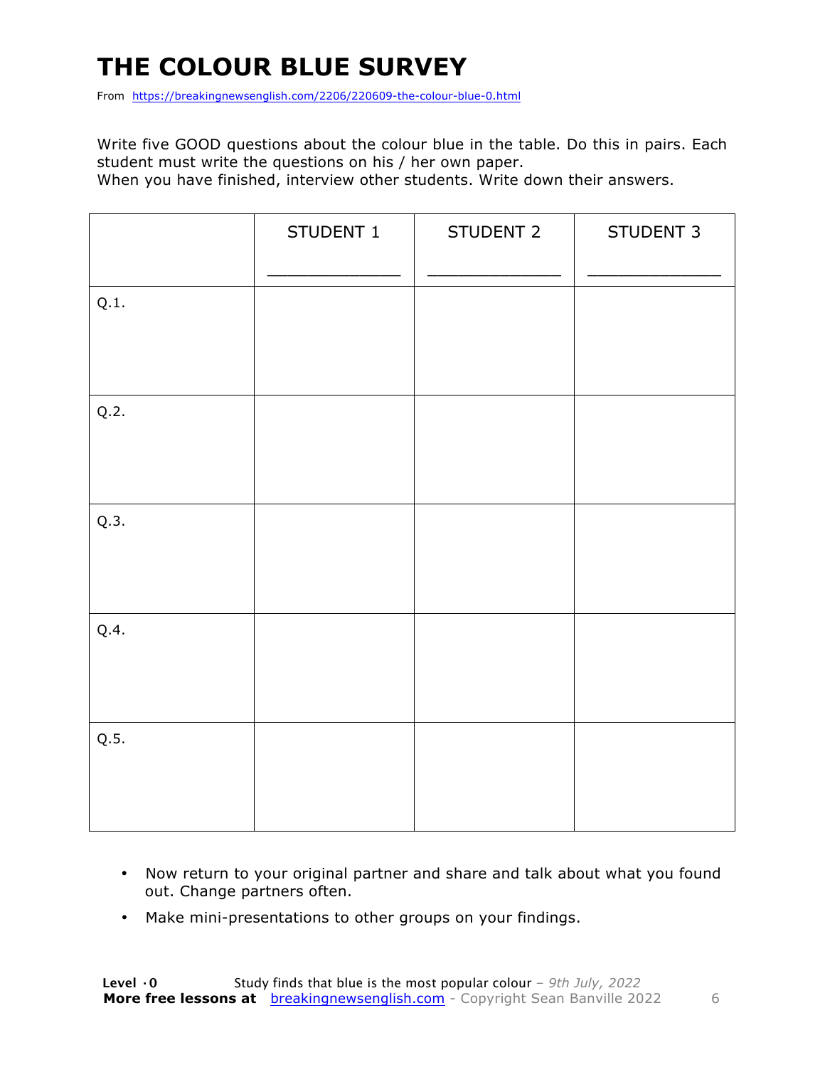# THE COLOUR BLUE SURVEY

From https://breakingnewsenglish.com/2206/220609-the-colour-blue-0.html

Write five GOOD questions about the colour blue in the table. Do this in pairs. Each student must write the questions on his / her own paper.
When you have finished, interview other students. Write down their answers.

| | STUDENT 1<br>_____________ | STUDENT 2<br>_____________ | STUDENT 3<br>_____________ |
|---|---|---|---|
| Q.1. | | | |
| Q.2. | | | |
| Q.3. | | | |
| Q.4. | | | |
| Q.5. | | | |

- Now return to your original partner and share and talk about what you found out. Change partners often.
- Make mini-presentations to other groups on your findings.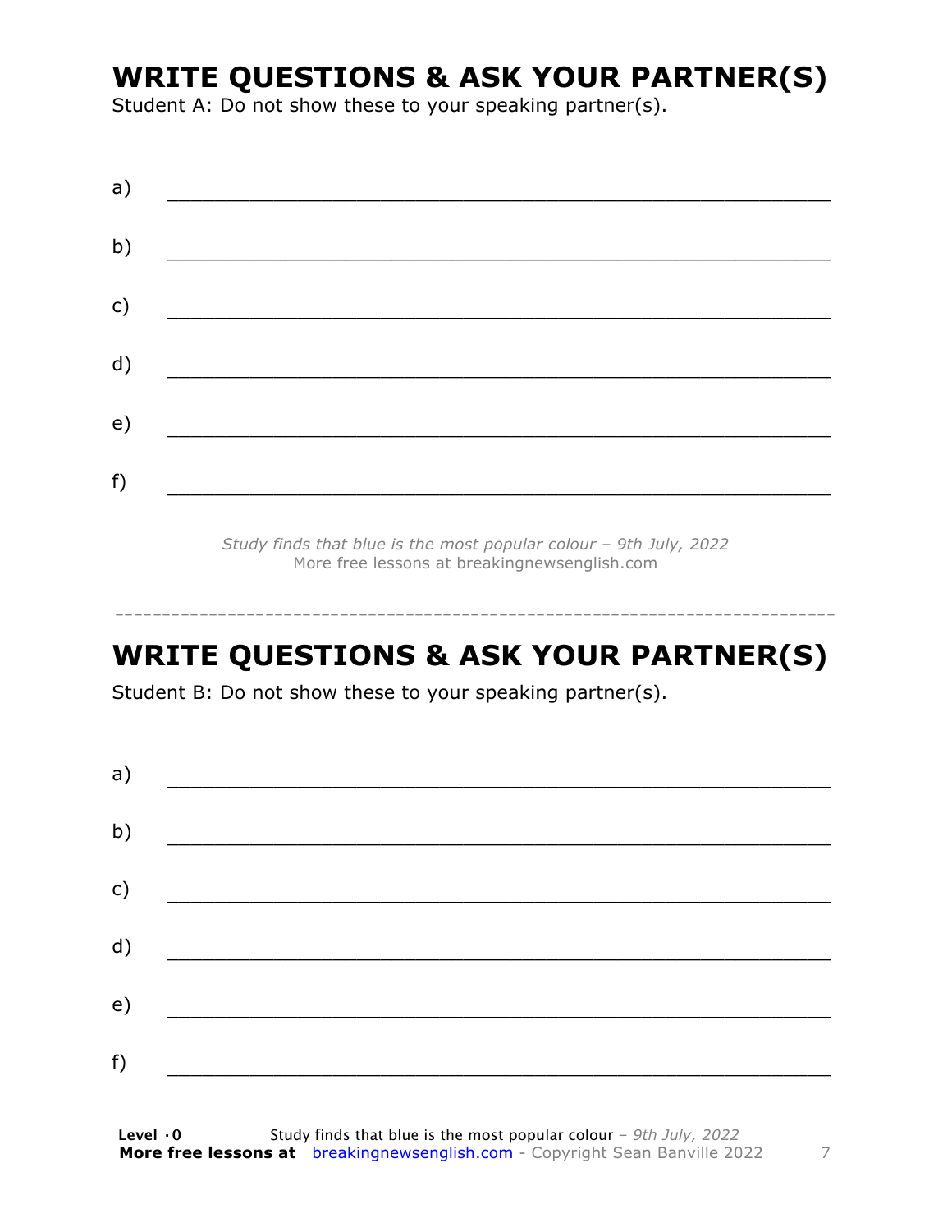# WRITE QUESTIONS & ASK YOUR PARTNER(S)

Student A: Do not show these to your speaking partner(s).

a) ___________________________________________________________

b) ___________________________________________________________

c) ___________________________________________________________

d) ___________________________________________________________

e) ___________________________________________________________

f) ___________________________________________________________

*Study finds that blue is the most popular colour – 9th July, 2022*
More free lessons at breakingnewsenglish.com

---------------------------------------------------------------------------

# WRITE QUESTIONS & ASK YOUR PARTNER(S)

Student B: Do not show these to your speaking partner(s).

a) ___________________________________________________________

b) ___________________________________________________________

c) ___________________________________________________________

d) ___________________________________________________________

e) ___________________________________________________________

f) ___________________________________________________________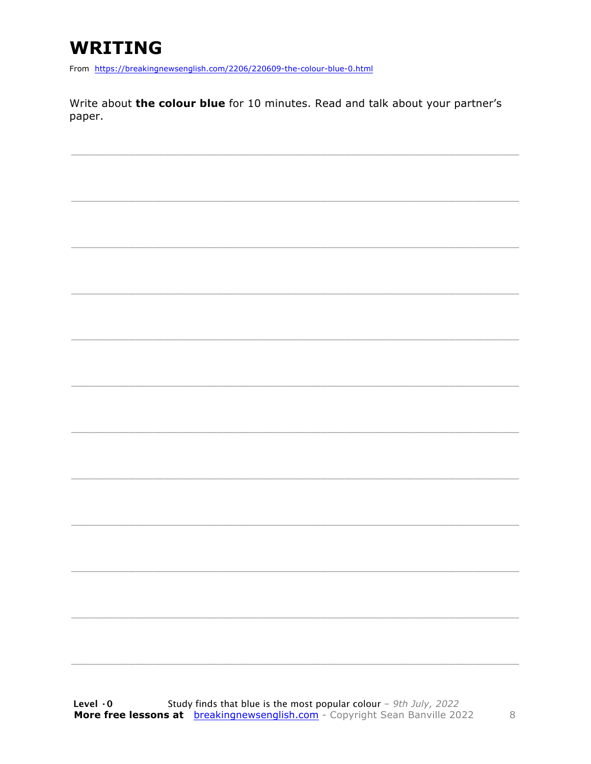# WRITING

From https://breakingnewsenglish.com/2206/220609-the-colour-blue-0.html

Write about **the colour blue** for 10 minutes. Read and talk about your partner's paper.